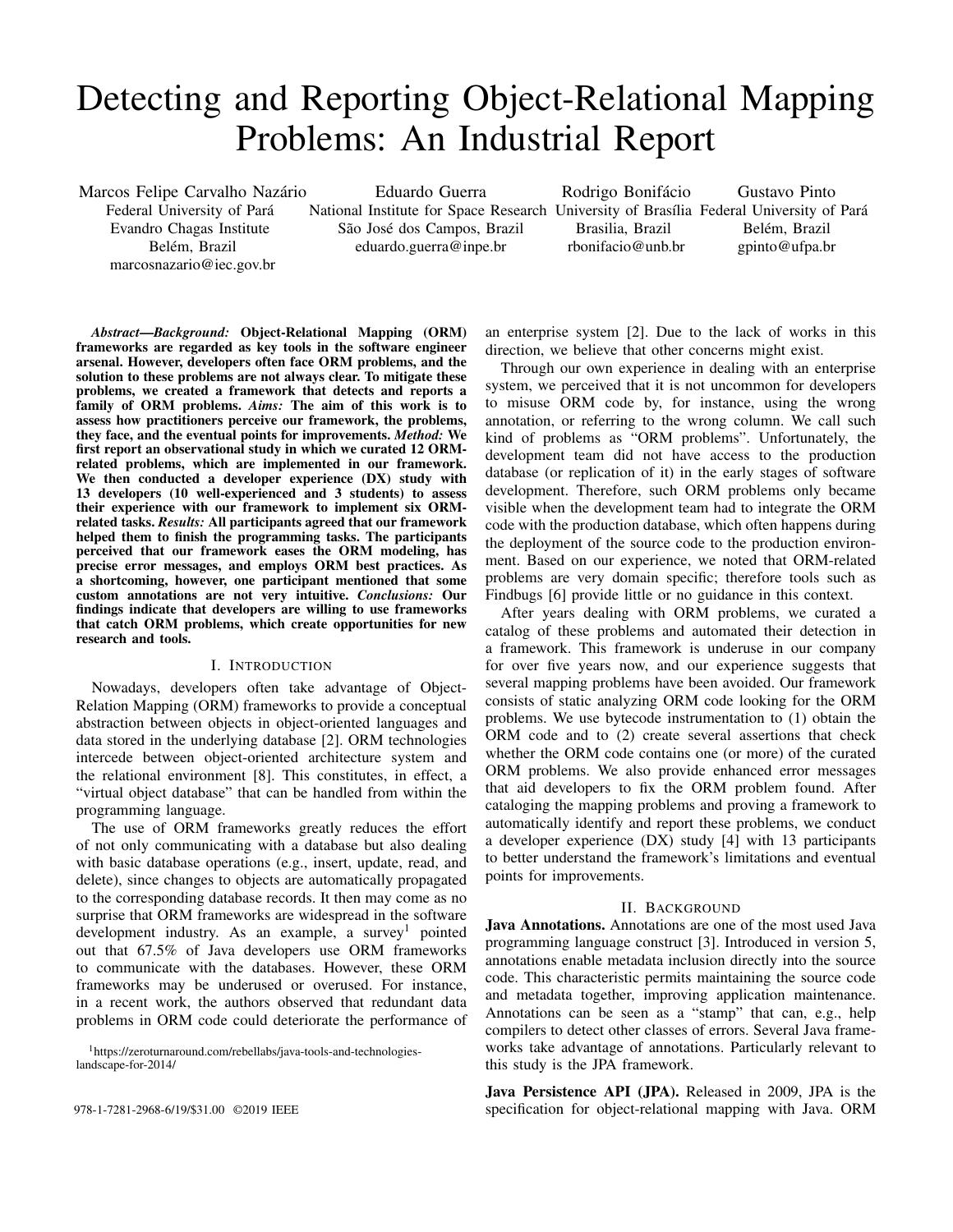# Detecting and Reporting Object-Relational Mapping Problems: An Industrial Report

Marcos Felipe Carvalho Nazário
Federal University of Pará
Evandro Chagas Institute
Belém, Brazil
marcosnazario@iec.gov.br

Eduardo Guerra
National Institute for Space Research
São José dos Campos, Brazil
eduardo.guerra@inpe.br

Rodrigo Bonifácio
University of Brasília
Brasilia, Brazil
rbonifacio@unb.br

Gustavo Pinto
Federal University of Pará
Belém, Brazil
gpinto@ufpa.br

***Abstract*—*Background:* Object-Relational Mapping (ORM) frameworks are regarded as key tools in the software engineer arsenal. However, developers often face ORM problems, and the solution to these problems are not always clear. To mitigate these problems, we created a framework that detects and reports a family of ORM problems. *Aims:* The aim of this work is to assess how practitioners perceive our framework, the problems, they face, and the eventual points for improvements. *Method:* We first report an observational study in which we curated 12 ORM-related problems, which are implemented in our framework. We then conducted a developer experience (DX) study with 13 developers (10 well-experienced and 3 students) to assess their experience with our framework to implement six ORM-related tasks. *Results:* All participants agreed that our framework helped them to finish the programming tasks. The participants perceived that our framework eases the ORM modeling, has precise error messages, and employs ORM best practices. As a shortcoming, however, one participant mentioned that some custom annotations are not very intuitive. *Conclusions:* Our findings indicate that developers are willing to use frameworks that catch ORM problems, which create opportunities for new research and tools.**

## I. Introduction

Nowadays, developers often take advantage of Object-Relation Mapping (ORM) frameworks to provide a conceptual abstraction between objects in object-oriented languages and data stored in the underlying database [2]. ORM technologies intercede between object-oriented architecture system and the relational environment [8]. This constitutes, in effect, a "virtual object database" that can be handled from within the programming language.

The use of ORM frameworks greatly reduces the effort of not only communicating with a database but also dealing with basic database operations (e.g., insert, update, read, and delete), since changes to objects are automatically propagated to the corresponding database records. It then may come as no surprise that ORM frameworks are widespread in the software development industry. As an example, a survey[1] pointed out that 67.5% of Java developers use ORM frameworks to communicate with the databases. However, these ORM frameworks may be underused or overused. For instance, in a recent work, the authors observed that redundant data problems in ORM code could deteriorate the performance of an enterprise system [2]. Due to the lack of works in this direction, we believe that other concerns might exist.

Through our own experience in dealing with an enterprise system, we perceived that it is not uncommon for developers to misuse ORM code by, for instance, using the wrong annotation, or referring to the wrong column. We call such kind of problems as "ORM problems". Unfortunately, the development team did not have access to the production database (or replication of it) in the early stages of software development. Therefore, such ORM problems only became visible when the development team had to integrate the ORM code with the production database, which often happens during the deployment of the source code to the production environment. Based on our experience, we noted that ORM-related problems are very domain specific; therefore tools such as Findbugs [6] provide little or no guidance in this context.

After years dealing with ORM problems, we curated a catalog of these problems and automated their detection in a framework. This framework is underuse in our company for over five years now, and our experience suggests that several mapping problems have been avoided. Our framework consists of static analyzing ORM code looking for the ORM problems. We use bytecode instrumentation to (1) obtain the ORM code and to (2) create several assertions that check whether the ORM code contains one (or more) of the curated ORM problems. We also provide enhanced error messages that aid developers to fix the ORM problem found. After cataloging the mapping problems and proving a framework to automatically identify and report these problems, we conduct a developer experience (DX) study [4] with 13 participants to better understand the framework's limitations and eventual points for improvements.

## II. Background

**Java Annotations.** Annotations are one of the most used Java programming language construct [3]. Introduced in version 5, annotations enable metadata inclusion directly into the source code. This characteristic permits maintaining the source code and metadata together, improving application maintenance. Annotations can be seen as a "stamp" that can, e.g., help compilers to detect other classes of errors. Several Java frameworks take advantage of annotations. Particularly relevant to this study is the JPA framework.

**Java Persistence API (JPA).** Released in 2009, JPA is the specification for object-relational mapping with Java. ORM

[1] https://zeroturnaround.com/rebellabs/java-tools-and-technologies-landscape-for-2014/

978-1-7281-2968-6/19/$31.00 ©2019 IEEE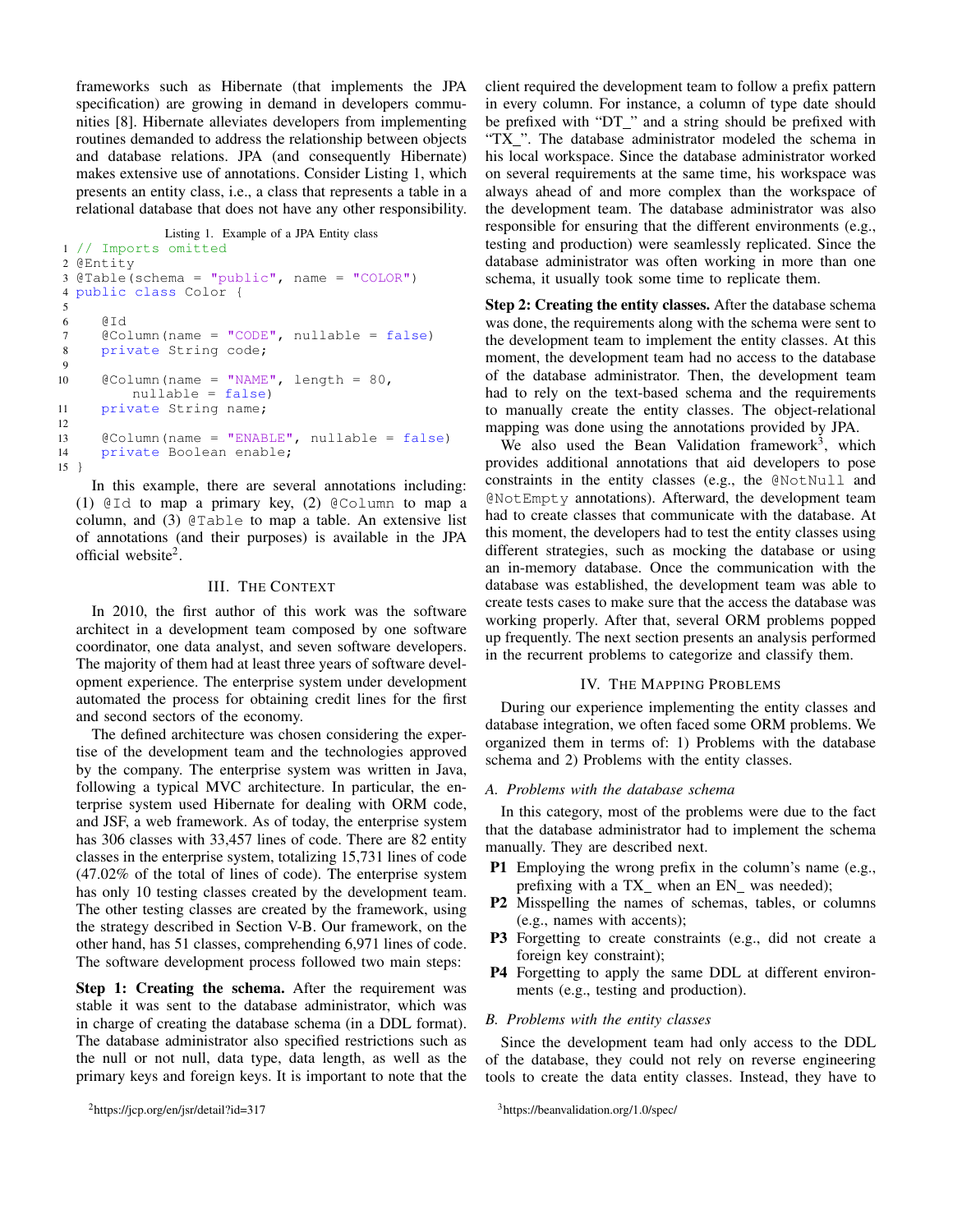frameworks such as Hibernate (that implements the JPA specification) are growing in demand in developers communities [8]. Hibernate alleviates developers from implementing routines demanded to address the relationship between objects and database relations. JPA (and consequently Hibernate) makes extensive use of annotations. Consider Listing 1, which presents an entity class, i.e., a class that represents a table in a relational database that does not have any other responsibility.

Listing 1. Example of a JPA Entity class

```
1  // Imports omitted
2  @Entity
3  @Table(schema = "public", name = "COLOR")
4  public class Color {
5
6      @Id
7      @Column(name = "CODE", nullable = false)
8      private String code;
9
10     @Column(name = "NAME", length = 80,
           nullable = false)
11     private String name;
12
13     @Column(name = "ENABLE", nullable = false)
14     private Boolean enable;
15 }
```

In this example, there are several annotations including: (1) `@Id` to map a primary key, (2) `@Column` to map a column, and (3) `@Table` to map a table. An extensive list of annotations (and their purposes) is available in the JPA official website[2].

## III. The Context

In 2010, the first author of this work was the software architect in a development team composed by one software coordinator, one data analyst, and seven software developers. The majority of them had at least three years of software development experience. The enterprise system under development automated the process for obtaining credit lines for the first and second sectors of the economy.

The defined architecture was chosen considering the expertise of the development team and the technologies approved by the company. The enterprise system was written in Java, following a typical MVC architecture. In particular, the enterprise system used Hibernate for dealing with ORM code, and JSF, a web framework. As of today, the enterprise system has 306 classes with 33,457 lines of code. There are 82 entity classes in the enterprise system, totalizing 15,731 lines of code (47.02% of the total of lines of code). The enterprise system has only 10 testing classes created by the development team. The other testing classes are created by the framework, using the strategy described in Section V-B. Our framework, on the other hand, has 51 classes, comprehending 6,971 lines of code. The software development process followed two main steps:

**Step 1: Creating the schema.** After the requirement was stable it was sent to the database administrator, which was in charge of creating the database schema (in a DDL format). The database administrator also specified restrictions such as the null or not null, data type, data length, as well as the primary keys and foreign keys. It is important to note that the client required the development team to follow a prefix pattern in every column. For instance, a column of type date should be prefixed with "DT_" and a string should be prefixed with "TX_". The database administrator modeled the schema in his local workspace. Since the database administrator worked on several requirements at the same time, his workspace was always ahead of and more complex than the workspace of the development team. The database administrator was also responsible for ensuring that the different environments (e.g., testing and production) were seamlessly replicated. Since the database administrator was often working in more than one schema, it usually took some time to replicate them.

**Step 2: Creating the entity classes.** After the database schema was done, the requirements along with the schema were sent to the development team to implement the entity classes. At this moment, the development team had no access to the database of the database administrator. Then, the development team had to rely on the text-based schema and the requirements to manually create the entity classes. The object-relational mapping was done using the annotations provided by JPA.

We also used the Bean Validation framework[3], which provides additional annotations that aid developers to pose constraints in the entity classes (e.g., the `@NotNull` and `@NotEmpty` annotations). Afterward, the development team had to create classes that communicate with the database. At this moment, the developers had to test the entity classes using different strategies, such as mocking the database or using an in-memory database. Once the communication with the database was established, the development team was able to create tests cases to make sure that the access the database was working properly. After that, several ORM problems popped up frequently. The next section presents an analysis performed in the recurrent problems to categorize and classify them.

## IV. The Mapping Problems

During our experience implementing the entity classes and database integration, we often faced some ORM problems. We organized them in terms of: 1) Problems with the database schema and 2) Problems with the entity classes.

### A. Problems with the database schema

In this category, most of the problems were due to the fact that the database administrator had to implement the schema manually. They are described next.

- **P1** Employing the wrong prefix in the column's name (e.g., prefixing with a TX_ when an EN_ was needed);
- **P2** Misspelling the names of schemas, tables, or columns (e.g., names with accents);
- **P3** Forgetting to create constraints (e.g., did not create a foreign key constraint);
- **P4** Forgetting to apply the same DDL at different environments (e.g., testing and production).

### B. Problems with the entity classes

Since the development team had only access to the DDL of the database, they could not rely on reverse engineering tools to create the data entity classes. Instead, they have to

[2] https://jcp.org/en/jsr/detail?id=317

[3] https://beanvalidation.org/1.0/spec/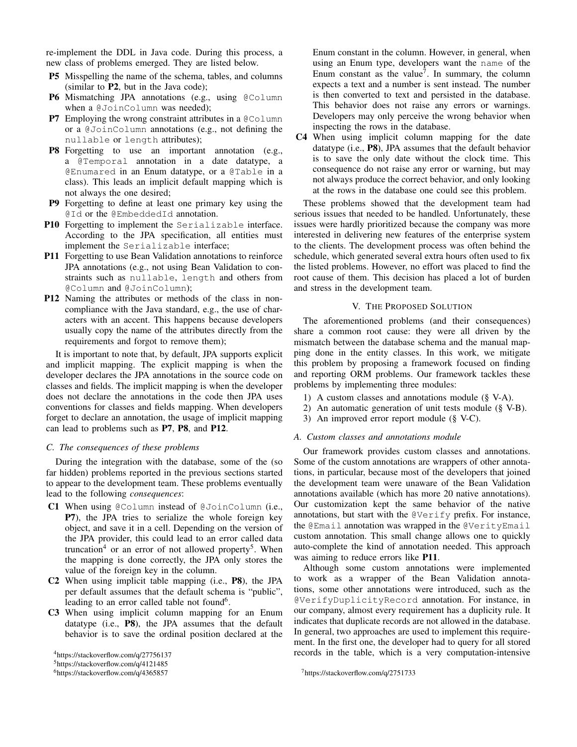re-implement the DDL in Java code. During this process, a new class of problems emerged. They are listed below.

- **P5** Misspelling the name of the schema, tables, and columns (similar to **P2**, but in the Java code);
- **P6** Mismatching JPA annotations (e.g., using `@Column` when a `@JoinColumn` was needed);
- **P7** Employing the wrong constraint attributes in a `@Column` or a `@JoinColumn` annotations (e.g., not defining the `nullable` or `length` attributes);
- **P8** Forgetting to use an important annotation (e.g., a `@Temporal` annotation in a date datatype, a `@Enumared` in an Enum datatype, or a `@Table` in a class). This leads an implicit default mapping which is not always the one desired;
- **P9** Forgetting to define at least one primary key using the `@Id` or the `@EmbeddedId` annotation.
- **P10** Forgetting to implement the `Serializable` interface. According to the JPA specification, all entities must implement the `Serializable` interface;
- **P11** Forgetting to use Bean Validation annotations to reinforce JPA annotations (e.g., not using Bean Validation to constraints such as `nullable`, `length` and others from `@Column` and `@JoinColumn`);
- **P12** Naming the attributes or methods of the class in non-compliance with the Java standard, e.g., the use of characters with an accent. This happens because developers usually copy the name of the attributes directly from the requirements and forgot to remove them);

It is important to note that, by default, JPA supports explicit and implicit mapping. The explicit mapping is when the developer declares the JPA annotations in the source code on classes and fields. The implicit mapping is when the developer does not declare the annotations in the code then JPA uses conventions for classes and fields mapping. When developers forget to declare an annotation, the usage of implicit mapping can lead to problems such as **P7**, **P8**, and **P12**.

### C. The consequences of these problems

During the integration with the database, some of the (so far hidden) problems reported in the previous sections started to appear to the development team. These problems eventually lead to the following *consequences*:

- **C1** When using `@Column` instead of `@JoinColumn` (i.e., **P7**), the JPA tries to serialize the whole foreign key object, and save it in a cell. Depending on the version of the JPA provider, this could lead to an error called data truncation[4] or an error of not allowed property[5]. When the mapping is done correctly, the JPA only stores the value of the foreign key in the column.
- **C2** When using implicit table mapping (i.e., **P8**), the JPA per default assumes that the default schema is "public", leading to an error called table not found[6].
- **C3** When using implicit column mapping for an Enum datatype (i.e., **P8**), the JPA assumes that the default behavior is to save the ordinal position declared at the Enum constant in the column. However, in general, when using an Enum type, developers want the `name` of the Enum constant as the value[7]. In summary, the column expects a text and a number is sent instead. The number is then converted to text and persisted in the database. This behavior does not raise any errors or warnings. Developers may only perceive the wrong behavior when inspecting the rows in the database.
- **C4** When using implicit column mapping for the date datatype (i.e., **P8**), JPA assumes that the default behavior is to save the only date without the clock time. This consequence do not raise any error or warning, but may not always produce the correct behavior, and only looking at the rows in the database one could see this problem.

These problems showed that the development team had serious issues that needed to be handled. Unfortunately, these issues were hardly prioritized because the company was more interested in delivering new features of the enterprise system to the clients. The development process was often behind the schedule, which generated several extra hours often used to fix the listed problems. However, no effort was placed to find the root cause of them. This decision has placed a lot of burden and stress in the development team.

## V. The Proposed Solution

The aforementioned problems (and their consequences) share a common root cause: they were all driven by the mismatch between the database schema and the manual mapping done in the entity classes. In this work, we mitigate this problem by proposing a framework focused on finding and reporting ORM problems. Our framework tackles these problems by implementing three modules:

1) A custom classes and annotations module (§ V-A).
2) An automatic generation of unit tests module (§ V-B).
3) An improved error report module (§ V-C).

### A. Custom classes and annotations module

Our framework provides custom classes and annotations. Some of the custom annotations are wrappers of other annotations, in particular, because most of the developers that joined the development team were unaware of the Bean Validation annotations available (which has more 20 native annotations). Our customization kept the same behavior of the native annotations, but start with the `@Verify` prefix. For instance, the `@Email` annotation was wrapped in the `@VerityEmail` custom annotation. This small change allows one to quickly auto-complete the kind of annotation needed. This approach was aiming to reduce errors like **P11**.

Although some custom annotations were implemented to work as a wrapper of the Bean Validation annotations, some other annotations were introduced, such as the `@VerifyDuplicityRecord` annotation. For instance, in our company, almost every requirement has a duplicity rule. It indicates that duplicate records are not allowed in the database. In general, two approaches are used to implement this requirement. In the first one, the developer had to query for all stored records in the table, which is a very computation-intensive

[4] https://stackoverflow.com/q/27756137

[5] https://stackoverflow.com/q/4121485

[6] https://stackoverflow.com/q/4365857

[7] https://stackoverflow.com/q/2751733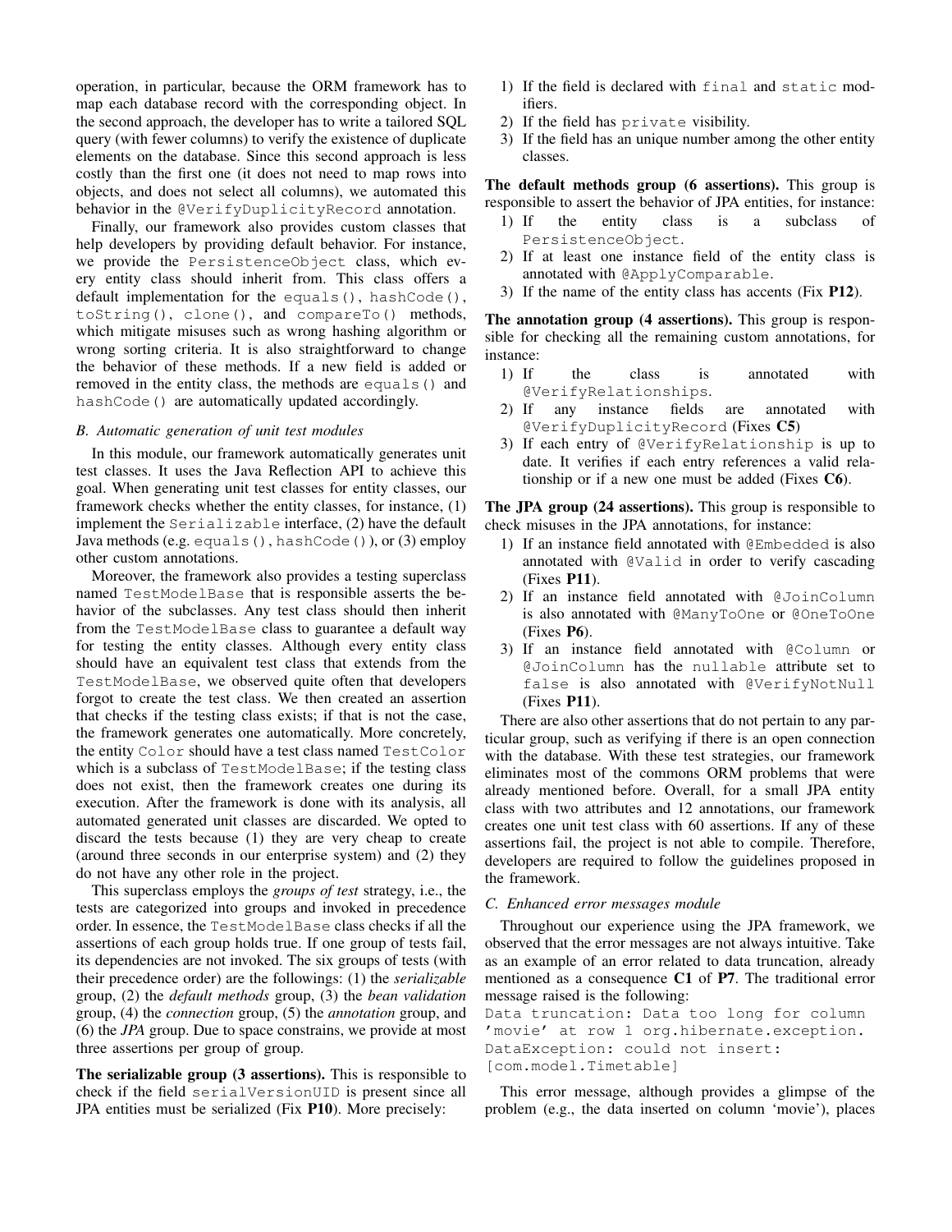operation, in particular, because the ORM framework has to map each database record with the corresponding object. In the second approach, the developer has to write a tailored SQL query (with fewer columns) to verify the existence of duplicate elements on the database. Since this second approach is less costly than the first one (it does not need to map rows into objects, and does not select all columns), we automated this behavior in the `@VerifyDuplicityRecord` annotation.

Finally, our framework also provides custom classes that help developers by providing default behavior. For instance, we provide the `PersistenceObject` class, which every entity class should inherit from. This class offers a default implementation for the `equals()`, `hashCode()`, `toString()`, `clone()`, and `compareTo()` methods, which mitigate misuses such as wrong hashing algorithm or wrong sorting criteria. It is also straightforward to change the behavior of these methods. If a new field is added or removed in the entity class, the methods are `equals()` and `hashCode()` are automatically updated accordingly.

### B. Automatic generation of unit test modules

In this module, our framework automatically generates unit test classes. It uses the Java Reflection API to achieve this goal. When generating unit test classes for entity classes, our framework checks whether the entity classes, for instance, (1) implement the `Serializable` interface, (2) have the default Java methods (e.g. `equals()`, `hashCode()`), or (3) employ other custom annotations.

Moreover, the framework also provides a testing superclass named `TestModelBase` that is responsible asserts the behavior of the subclasses. Any test class should then inherit from the `TestModelBase` class to guarantee a default way for testing the entity classes. Although every entity class should have an equivalent test class that extends from the `TestModelBase`, we observed quite often that developers forgot to create the test class. We then created an assertion that checks if the testing class exists; if that is not the case, the framework generates one automatically. More concretely, the entity `Color` should have a test class named `TestColor` which is a subclass of `TestModelBase`; if the testing class does not exist, then the framework creates one during its execution. After the framework is done with its analysis, all automated generated unit classes are discarded. We opted to discard the tests because (1) they are very cheap to create (around three seconds in our enterprise system) and (2) they do not have any other role in the project.

This superclass employs the *groups of test* strategy, i.e., the tests are categorized into groups and invoked in precedence order. In essence, the `TestModelBase` class checks if all the assertions of each group holds true. If one group of tests fail, its dependencies are not invoked. The six groups of tests (with their precedence order) are the followings: (1) the *serializable* group, (2) the *default methods* group, (3) the *bean validation* group, (4) the *connection* group, (5) the *annotation* group, and (6) the *JPA* group. Due to space constrains, we provide at most three assertions per group of group.

**The serializable group (3 assertions).** This is responsible to check if the field `serialVersionUID` is present since all JPA entities must be serialized (Fix **P10**). More precisely:

1) If the field is declared with `final` and `static` modifiers.
2) If the field has `private` visibility.
3) If the field has an unique number among the other entity classes.

**The default methods group (6 assertions).** This group is responsible to assert the behavior of JPA entities, for instance:

1) If the entity class is a subclass of `PersistenceObject`.
2) If at least one instance field of the entity class is annotated with `@ApplyComparable`.
3) If the name of the entity class has accents (Fix **P12**).

**The annotation group (4 assertions).** This group is responsible for checking all the remaining custom annotations, for instance:

1) If the class is annotated with `@VerifyRelationships`.
2) If any instance fields are annotated with `@VerifyDuplicityRecord` (Fixes **C5**)
3) If each entry of `@VerifyRelationship` is up to date. It verifies if each entry references a valid relationship or if a new one must be added (Fixes **C6**).

**The JPA group (24 assertions).** This group is responsible to check misuses in the JPA annotations, for instance:

1) If an instance field annotated with `@Embedded` is also annotated with `@Valid` in order to verify cascading (Fixes **P11**).
2) If an instance field annotated with `@JoinColumn` is also annotated with `@ManyToOne` or `@OneToOne` (Fixes **P6**).
3) If an instance field annotated with `@Column` or `@JoinColumn` has the `nullable` attribute set to `false` is also annotated with `@VerifyNotNull` (Fixes **P11**).

There are also other assertions that do not pertain to any particular group, such as verifying if there is an open connection with the database. With these test strategies, our framework eliminates most of the commons ORM problems that were already mentioned before. Overall, for a small JPA entity class with two attributes and 12 annotations, our framework creates one unit test class with 60 assertions. If any of these assertions fail, the project is not able to compile. Therefore, developers are required to follow the guidelines proposed in the framework.

### C. Enhanced error messages module

Throughout our experience using the JPA framework, we observed that the error messages are not always intuitive. Take as an example of an error related to data truncation, already mentioned as a consequence **C1** of **P7**. The traditional error message raised is the following:

```
Data truncation: Data too long for column
'movie' at row 1 org.hibernate.exception.
DataException: could not insert:
[com.model.Timetable]
```

This error message, although provides a glimpse of the problem (e.g., the data inserted on column 'movie'), places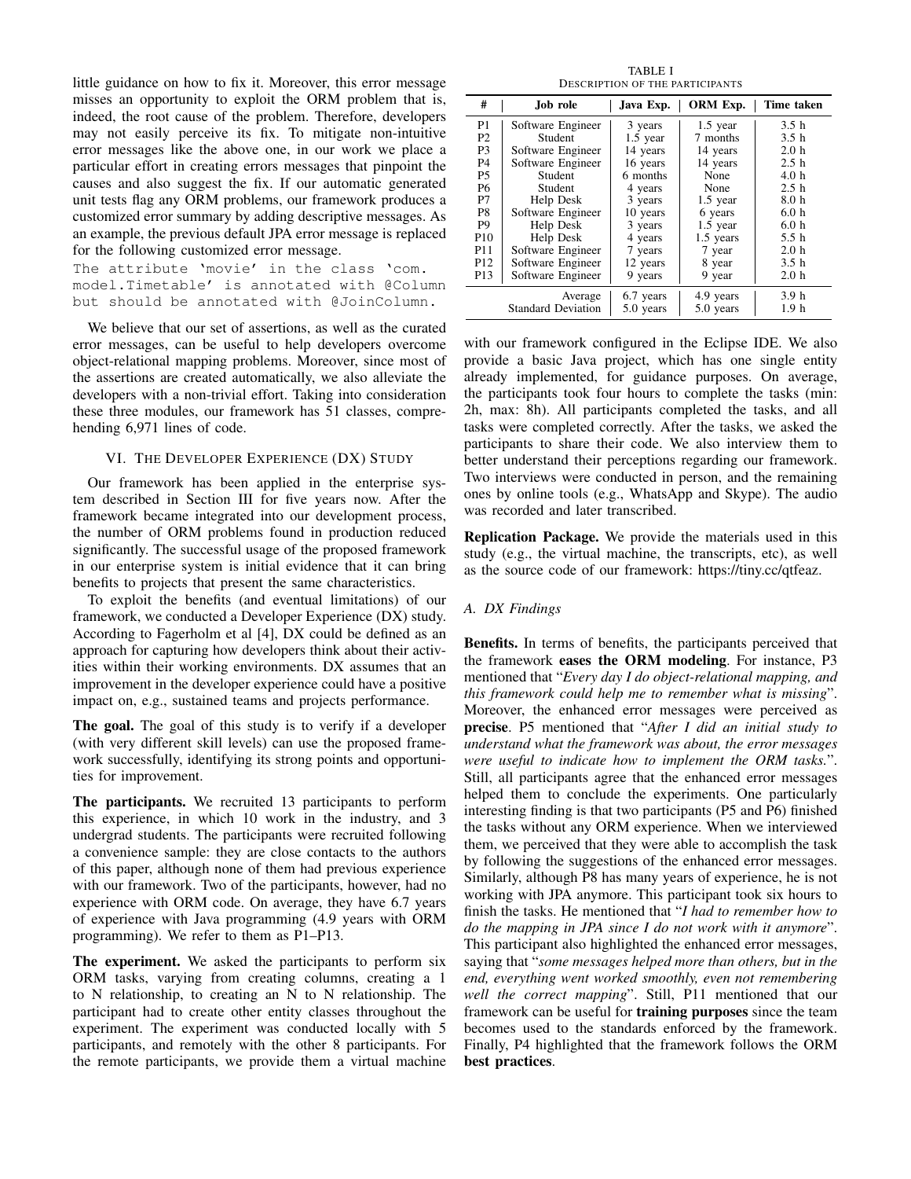little guidance on how to fix it. Moreover, this error message misses an opportunity to exploit the ORM problem that is, indeed, the root cause of the problem. Therefore, developers may not easily perceive its fix. To mitigate non-intuitive error messages like the above one, in our work we place a particular effort in creating errors messages that pinpoint the causes and also suggest the fix. If our automatic generated unit tests flag any ORM problems, our framework produces a customized error summary by adding descriptive messages. As an example, the previous default JPA error message is replaced for the following customized error message.

```
The attribute 'movie' in the class 'com.
model.Timetable' is annotated with @Column
but should be annotated with @JoinColumn.
```

We believe that our set of assertions, as well as the curated error messages, can be useful to help developers overcome object-relational mapping problems. Moreover, since most of the assertions are created automatically, we also alleviate the developers with a non-trivial effort. Taking into consideration these three modules, our framework has 51 classes, comprehending 6,971 lines of code.

## VI. The Developer Experience (DX) Study

Our framework has been applied in the enterprise system described in Section III for five years now. After the framework became integrated into our development process, the number of ORM problems found in production reduced significantly. The successful usage of the proposed framework in our enterprise system is initial evidence that it can bring benefits to projects that present the same characteristics.

To exploit the benefits (and eventual limitations) of our framework, we conducted a Developer Experience (DX) study. According to Fagerholm et al [4], DX could be defined as an approach for capturing how developers think about their activities within their working environments. DX assumes that an improvement in the developer experience could have a positive impact on, e.g., sustained teams and projects performance.

**The goal.** The goal of this study is to verify if a developer (with very different skill levels) can use the proposed framework successfully, identifying its strong points and opportunities for improvement.

**The participants.** We recruited 13 participants to perform this experience, in which 10 work in the industry, and 3 undergrad students. The participants were recruited following a convenience sample: they are close contacts to the authors of this paper, although none of them had previous experience with our framework. Two of the participants, however, had no experience with ORM code. On average, they have 6.7 years of experience with Java programming (4.9 years with ORM programming). We refer to them as P1–P13.

**The experiment.** We asked the participants to perform six ORM tasks, varying from creating columns, creating a 1 to N relationship, to creating an N to N relationship. The participant had to create other entity classes throughout the experiment. The experiment was conducted locally with 5 participants, and remotely with the other 8 participants. For the remote participants, we provide them a virtual machine with our framework configured in the Eclipse IDE. We also provide a basic Java project, which has one single entity already implemented, for guidance purposes. On average, the participants took four hours to complete the tasks (min: 2h, max: 8h). All participants completed the tasks, and all tasks were completed correctly. After the tasks, we asked the participants to share their code. We also interview them to better understand their perceptions regarding our framework. Two interviews were conducted in person, and the remaining ones by online tools (e.g., WhatsApp and Skype). The audio was recorded and later transcribed.

TABLE I
Description of the Participants

| # | Job role | Java Exp. | ORM Exp. | Time taken |
|---|---|---|---|---|
| P1 | Software Engineer | 3 years | 1.5 year | 3.5 h |
| P2 | Student | 1.5 year | 7 months | 3.5 h |
| P3 | Software Engineer | 14 years | 14 years | 2.0 h |
| P4 | Software Engineer | 16 years | 14 years | 2.5 h |
| P5 | Student | 6 months | None | 4.0 h |
| P6 | Student | 4 years | None | 2.5 h |
| P7 | Help Desk | 3 years | 1.5 year | 8.0 h |
| P8 | Software Engineer | 10 years | 6 years | 6.0 h |
| P9 | Help Desk | 3 years | 1.5 year | 6.0 h |
| P10 | Help Desk | 4 years | 1.5 years | 5.5 h |
| P11 | Software Engineer | 7 years | 7 year | 2.0 h |
| P12 | Software Engineer | 12 years | 8 year | 3.5 h |
| P13 | Software Engineer | 9 years | 9 year | 2.0 h |
| | Average | 6.7 years | 4.9 years | 3.9 h |
| | Standard Deviation | 5.0 years | 5.0 years | 1.9 h |

**Replication Package.** We provide the materials used in this study (e.g., the virtual machine, the transcripts, etc), as well as the source code of our framework: https://tiny.cc/qtfeaz.

### A. DX Findings

**Benefits.** In terms of benefits, the participants perceived that the framework **eases the ORM modeling**. For instance, P3 mentioned that "*Every day I do object-relational mapping, and this framework could help me to remember what is missing*". Moreover, the enhanced error messages were perceived as **precise**. P5 mentioned that "*After I did an initial study to understand what the framework was about, the error messages were useful to indicate how to implement the ORM tasks.*". Still, all participants agree that the enhanced error messages helped them to conclude the experiments. One particularly interesting finding is that two participants (P5 and P6) finished the tasks without any ORM experience. When we interviewed them, we perceived that they were able to accomplish the task by following the suggestions of the enhanced error messages. Similarly, although P8 has many years of experience, he is not working with JPA anymore. This participant took six hours to finish the tasks. He mentioned that "*I had to remember how to do the mapping in JPA since I do not work with it anymore*". This participant also highlighted the enhanced error messages, saying that "*some messages helped more than others, but in the end, everything went worked smoothly, even not remembering well the correct mapping*". Still, P11 mentioned that our framework can be useful for **training purposes** since the team becomes used to the standards enforced by the framework. Finally, P4 highlighted that the framework follows the ORM **best practices**.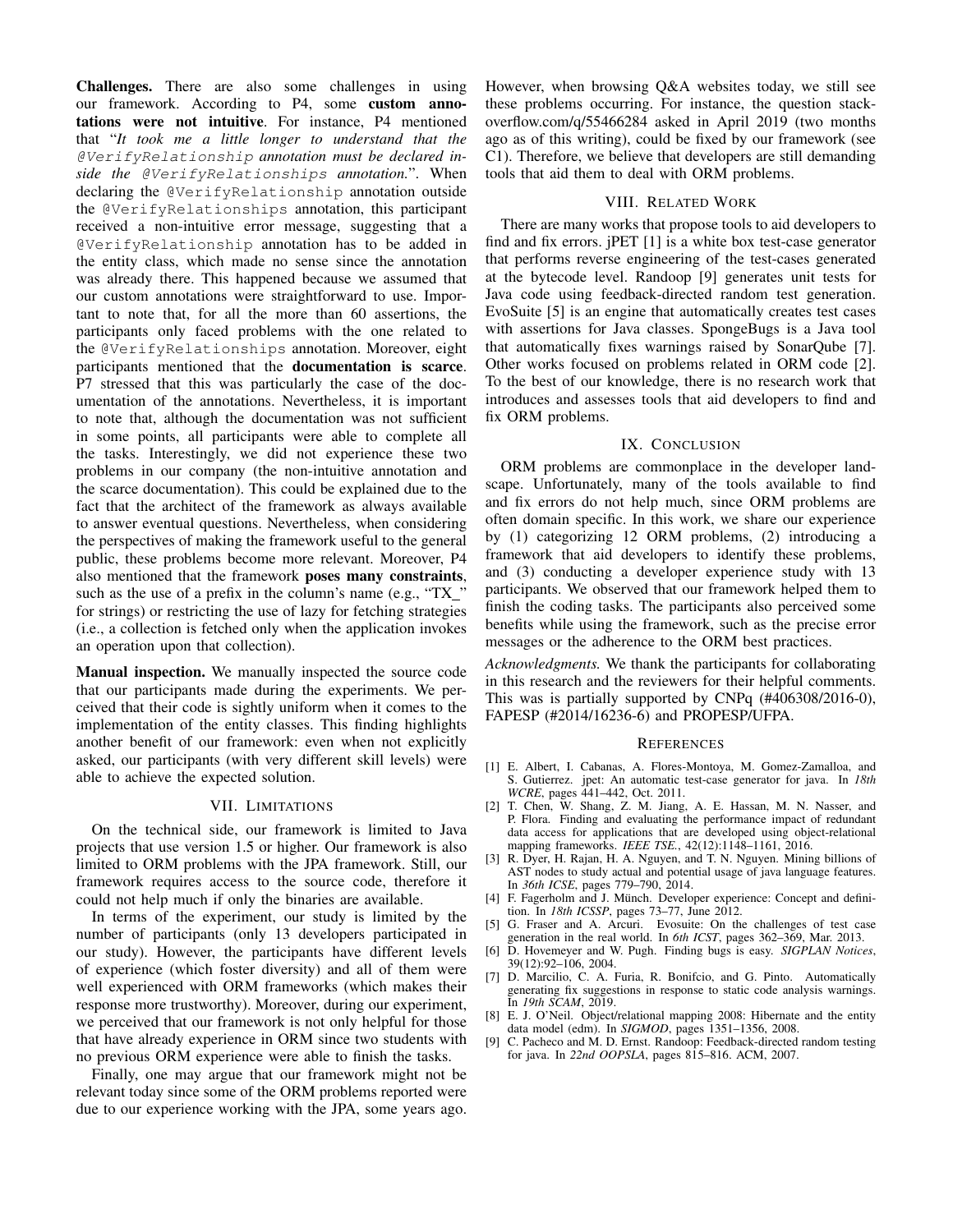**Challenges.** There are also some challenges in using our framework. According to P4, some **custom annotations were not intuitive**. For instance, P4 mentioned that "*It took me a little longer to understand that the `@VerifyRelationship` annotation must be declared inside the `@VerifyRelationships` annotation.*". When declaring the `@VerifyRelationship` annotation outside the `@VerifyRelationships` annotation, this participant received a non-intuitive error message, suggesting that a `@VerifyRelationship` annotation has to be added in the entity class, which made no sense since the annotation was already there. This happened because we assumed that our custom annotations were straightforward to use. Important to note that, for all the more than 60 assertions, the participants only faced problems with the one related to the `@VerifyRelationships` annotation. Moreover, eight participants mentioned that the **documentation is scarce**. P7 stressed that this was particularly the case of the documentation of the annotations. Nevertheless, it is important to note that, although the documentation was not sufficient in some points, all participants were able to complete all the tasks. Interestingly, we did not experience these two problems in our company (the non-intuitive annotation and the scarce documentation). This could be explained due to the fact that the architect of the framework as always available to answer eventual questions. Nevertheless, when considering the perspectives of making the framework useful to the general public, these problems become more relevant. Moreover, P4 also mentioned that the framework **poses many constraints**, such as the use of a prefix in the column's name (e.g., "TX_" for strings) or restricting the use of lazy for fetching strategies (i.e., a collection is fetched only when the application invokes an operation upon that collection).

**Manual inspection.** We manually inspected the source code that our participants made during the experiments. We perceived that their code is sightly uniform when it comes to the implementation of the entity classes. This finding highlights another benefit of our framework: even when not explicitly asked, our participants (with very different skill levels) were able to achieve the expected solution.

## VII. Limitations

On the technical side, our framework is limited to Java projects that use version 1.5 or higher. Our framework is also limited to ORM problems with the JPA framework. Still, our framework requires access to the source code, therefore it could not help much if only the binaries are available.

In terms of the experiment, our study is limited by the number of participants (only 13 developers participated in our study). However, the participants have different levels of experience (which foster diversity) and all of them were well experienced with ORM frameworks (which makes their response more trustworthy). Moreover, during our experiment, we perceived that our framework is not only helpful for those that have already experience in ORM since two students with no previous ORM experience were able to finish the tasks.

Finally, one may argue that our framework might not be relevant today since some of the ORM problems reported were due to our experience working with the JPA, some years ago. However, when browsing Q&A websites today, we still see these problems occurring. For instance, the question stackoverflow.com/q/55466284 asked in April 2019 (two months ago as of this writing), could be fixed by our framework (see C1). Therefore, we believe that developers are still demanding tools that aid them to deal with ORM problems.

## VIII. Related Work

There are many works that propose tools to aid developers to find and fix errors. jPET [1] is a white box test-case generator that performs reverse engineering of the test-cases generated at the bytecode level. Randoop [9] generates unit tests for Java code using feedback-directed random test generation. EvoSuite [5] is an engine that automatically creates test cases with assertions for Java classes. SpongeBugs is a Java tool that automatically fixes warnings raised by SonarQube [7]. Other works focused on problems related in ORM code [2]. To the best of our knowledge, there is no research work that introduces and assesses tools that aid developers to find and fix ORM problems.

## IX. Conclusion

ORM problems are commonplace in the developer landscape. Unfortunately, many of the tools available to find and fix errors do not help much, since ORM problems are often domain specific. In this work, we share our experience by (1) categorizing 12 ORM problems, (2) introducing a framework that aid developers to identify these problems, and (3) conducting a developer experience study with 13 participants. We observed that our framework helped them to finish the coding tasks. The participants also perceived some benefits while using the framework, such as the precise error messages or the adherence to the ORM best practices.

*Acknowledgments.* We thank the participants for collaborating in this research and the reviewers for their helpful comments. This was is partially supported by CNPq (#406308/2016-0), FAPESP (#2014/16236-6) and PROPESP/UFPA.

## References

[1] E. Albert, I. Cabanas, A. Flores-Montoya, M. Gomez-Zamalloa, and S. Gutierrez. jpet: An automatic test-case generator for java. In *18th WCRE*, pages 441–442, Oct. 2011.

[2] T. Chen, W. Shang, Z. M. Jiang, A. E. Hassan, M. N. Nasser, and P. Flora. Finding and evaluating the performance impact of redundant data access for applications that are developed using object-relational mapping frameworks. *IEEE TSE.*, 42(12):1148–1161, 2016.

[3] R. Dyer, H. Rajan, H. A. Nguyen, and T. N. Nguyen. Mining billions of AST nodes to study actual and potential usage of java language features. In *36th ICSE*, pages 779–790, 2014.

[4] F. Fagerholm and J. Münch. Developer experience: Concept and definition. In *18th ICSSP*, pages 73–77, June 2012.

[5] G. Fraser and A. Arcuri. Evosuite: On the challenges of test case generation in the real world. In *6th ICST*, pages 362–369, Mar. 2013.

[6] D. Hovemeyer and W. Pugh. Finding bugs is easy. *SIGPLAN Notices*, 39(12):92–106, 2004.

[7] D. Marcilio, C. A. Furia, R. Bonifcio, and G. Pinto. Automatically generating fix suggestions in response to static code analysis warnings. In *19th SCAM*, 2019.

[8] E. J. O'Neil. Object/relational mapping 2008: Hibernate and the entity data model (edm). In *SIGMOD*, pages 1351–1356, 2008.

[9] C. Pacheco and M. D. Ernst. Randoop: Feedback-directed random testing for java. In *22nd OOPSLA*, pages 815–816. ACM, 2007.